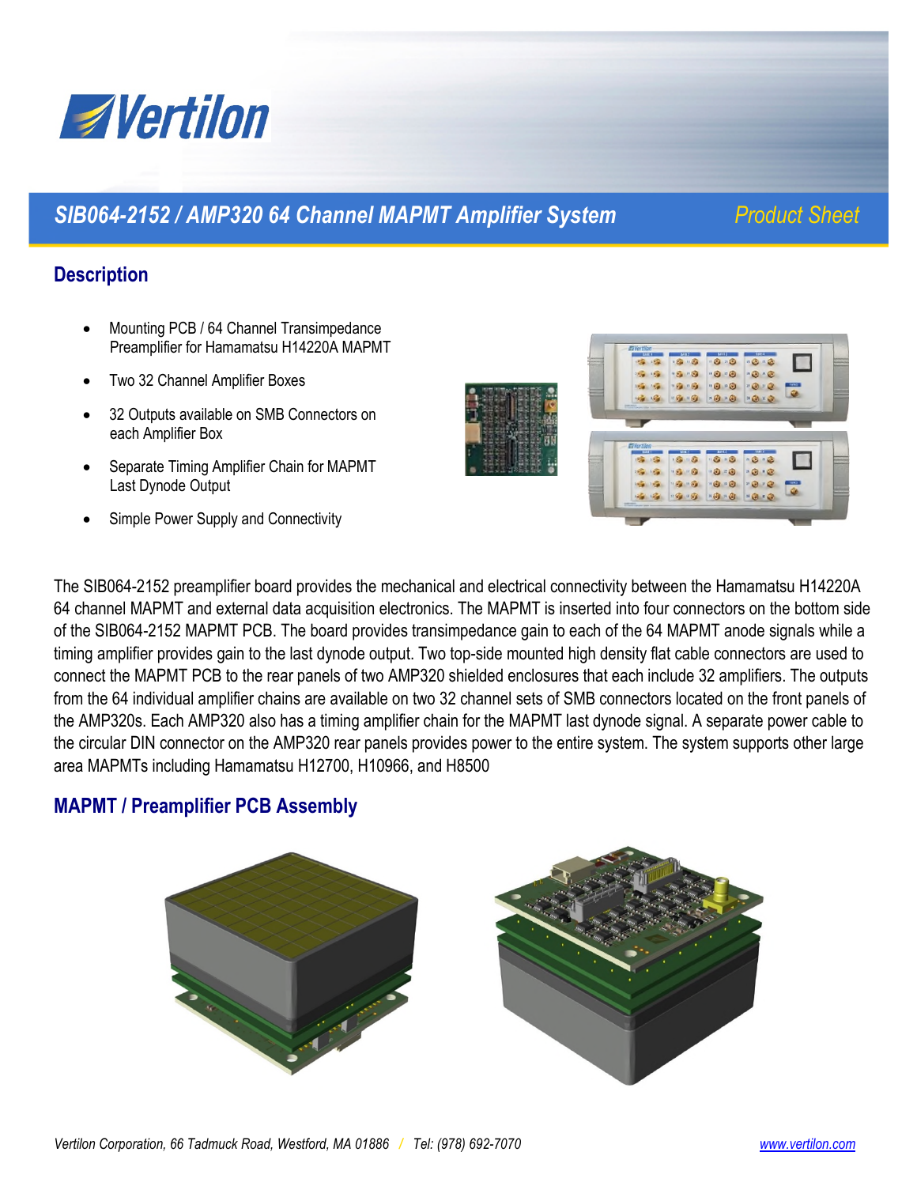# SIB064-2152 / AMP320 64 Channel MAPMT Amplifier System

*Product Sheet*

## Description

- Mounting PCB / 64 Channel Transimpedance Preamplifier for Hamamatsu H14220A MAPMT
- Two 32 Channel Amplifier Boxes
- 32 Outputs available on SMB Connectors on each Amplifier Box
- Separate Timing Amplifier Chain for MAPMT Last Dynode Output
- Simple Power Supply and Connectivity

The SIB064-2152 preamplifier board provides the mechanical and electrical connectivity between the Hamamatsu H14220A 64 channel MAPMT and external data acquisition electronics. The MAPMT is inserted into four connectors on the bottom side of the SIB064-2152 MAPMT PCB. The board provides transimpedance gain to each of the 64 MAPMT anode signals while a timing amplifier provides gain to the last dynode output. Two top-side mounted high density flat cable connectors are used to connect the MAPMT PCB to the rear panels of two AMP320 shielded enclosures that each include 32 amplifiers. The outputs from the 64 individual amplifier chains are available on two 32 channel sets of SMB connectors located on the front panels of the AMP320s. Each AMP320 also has a timing amplifier chain for the MAPMT last dynode signal. A separate power cable to the circular DIN connector on the AMP320 rear panels provides power to the entire system. The system supports other large area MAPMTs including Hamamatsu H12700, H10966, and H8500

## MAPMT / Preamplifier PCB Assembly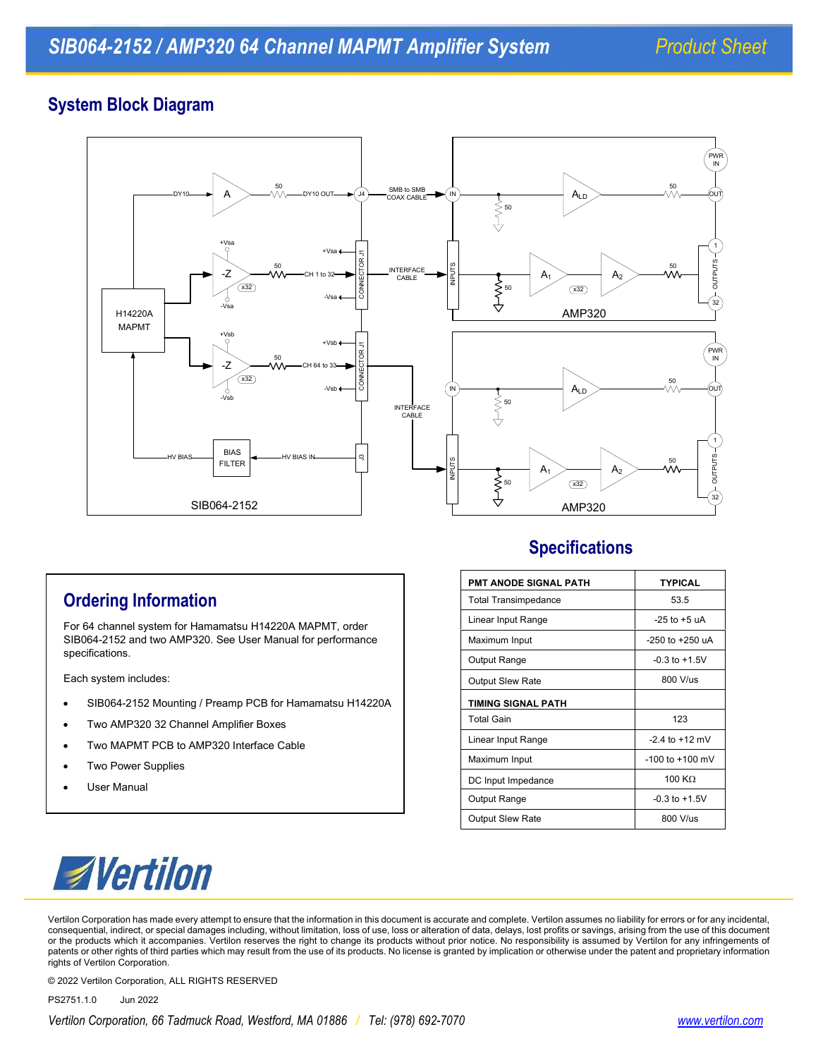# SIB064-2152 / AMP320 64 Channel MAPMT Amplifier System

Product Sheet

## System Block Diagram

DY10
A
50
DY10 OUT
J4
SMB to SMB COAX CABLE
IN
50
$A_{LD}$
50
OUT
PWR IN
+Vsa
-Z
x32
-Vsa
50
CH 1 to 32
+Vsa
-Vsa
CONNECTOR J1
INTERFACE CABLE
INPUTS
50
$A_1$
x32
$A_2$
50
1
OUTPUTS
32
AMP320
H14220A MAPMT
+Vsb
-Z
x32
-Vsb
50
CH 64 to 33
+Vsb
-Vsb
CONNECTOR J1
INTERFACE CABLE
IN
50
$A_{LD}$
50
OUT
PWR IN
INPUTS
50
$A_1$
x32
$A_2$
50
1
OUTPUTS
32
HV BIAS
BIAS FILTER
HV BIAS IN
J3
SIB064-2152
AMP320

## Ordering Information

For 64 channel system for Hamamatsu H14220A MAPMT, order SIB064-2152 and two AMP320. See User Manual for performance specifications.

Each system includes:

- SIB064-2152 Mounting / Preamp PCB for Hamamatsu H14220A
- Two AMP320 32 Channel Amplifier Boxes
- Two MAPMT PCB to AMP320 Interface Cable
- Two Power Supplies
- User Manual

## Specifications

| PMT ANODE SIGNAL PATH | TYPICAL |
|---|---|
| Total Transimpedance | 53.5 |
| Linear Input Range | -25 to +5 uA |
| Maximum Input | -250 to +250 uA |
| Output Range | -0.3 to +1.5V |
| Output Slew Rate | 800 V/us |
| **TIMING SIGNAL PATH** | |
| Total Gain | 123 |
| Linear Input Range | -2.4 to +12 mV |
| Maximum Input | -100 to +100 mV |
| DC Input Impedance | 100 KΩ |
| Output Range | -0.3 to +1.5V |
| Output Slew Rate | 800 V/us |

Vertilon

Vertilon Corporation has made every attempt to ensure that the information in this document is accurate and complete. Vertilon assumes no liability for errors or for any incidental, consequential, indirect, or special damages including, without limitation, loss of use, loss or alteration of data, delays, lost profits or savings, arising from the use of this document or the products which it accompanies. Vertilon reserves the right to change its products without prior notice. No responsibility is assumed by Vertilon for any infringements of patents or other rights of third parties which may result from the use of its products. No license is granted by implication or otherwise under the patent and proprietary information rights of Vertilon Corporation.

© 2022 Vertilon Corporation, ALL RIGHTS RESERVED

PS2751.1.0 Jun 2022

*Vertilon Corporation, 66 Tadmuck Road, Westford, MA 01886 / Tel: (978) 692-7070* www.vertilon.com